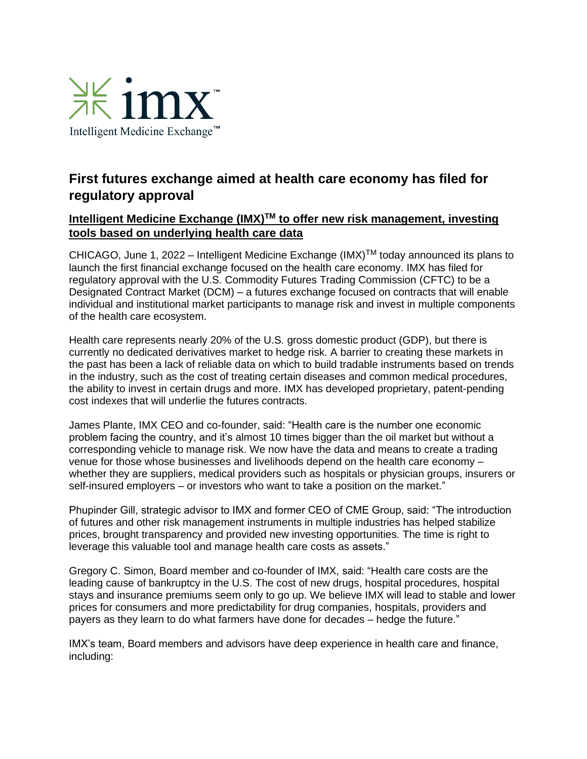imx™

Intelligent Medicine Exchange™

# First futures exchange aimed at health care economy has filed for regulatory approval

## Intelligent Medicine Exchange (IMX)™ to offer new risk management, investing tools based on underlying health care data

CHICAGO, June 1, 2022 – Intelligent Medicine Exchange (IMX)™ today announced its plans to launch the first financial exchange focused on the health care economy. IMX has filed for regulatory approval with the U.S. Commodity Futures Trading Commission (CFTC) to be a Designated Contract Market (DCM) – a futures exchange focused on contracts that will enable individual and institutional market participants to manage risk and invest in multiple components of the health care ecosystem.

Health care represents nearly 20% of the U.S. gross domestic product (GDP), but there is currently no dedicated derivatives market to hedge risk. A barrier to creating these markets in the past has been a lack of reliable data on which to build tradable instruments based on trends in the industry, such as the cost of treating certain diseases and common medical procedures, the ability to invest in certain drugs and more. IMX has developed proprietary, patent-pending cost indexes that will underlie the futures contracts.

James Plante, IMX CEO and co-founder, said: "Health care is the number one economic problem facing the country, and it's almost 10 times bigger than the oil market but without a corresponding vehicle to manage risk. We now have the data and means to create a trading venue for those whose businesses and livelihoods depend on the health care economy – whether they are suppliers, medical providers such as hospitals or physician groups, insurers or self-insured employers – or investors who want to take a position on the market."

Phupinder Gill, strategic advisor to IMX and former CEO of CME Group, said: "The introduction of futures and other risk management instruments in multiple industries has helped stabilize prices, brought transparency and provided new investing opportunities. The time is right to leverage this valuable tool and manage health care costs as assets."

Gregory C. Simon, Board member and co-founder of IMX, said: "Health care costs are the leading cause of bankruptcy in the U.S. The cost of new drugs, hospital procedures, hospital stays and insurance premiums seem only to go up. We believe IMX will lead to stable and lower prices for consumers and more predictability for drug companies, hospitals, providers and payers as they learn to do what farmers have done for decades – hedge the future."

IMX's team, Board members and advisors have deep experience in health care and finance, including: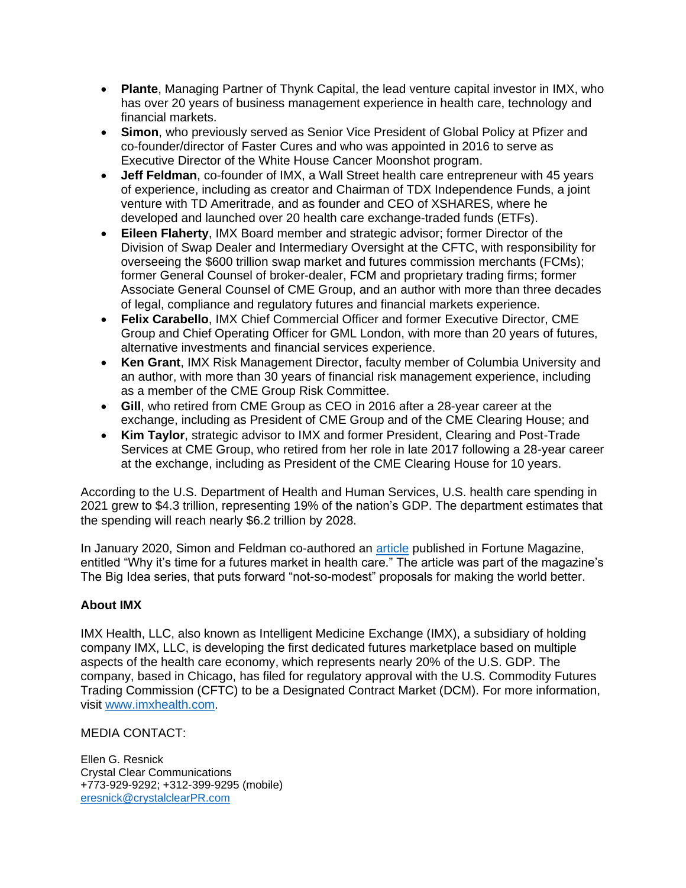- **Plante**, Managing Partner of Thynk Capital, the lead venture capital investor in IMX, who has over 20 years of business management experience in health care, technology and financial markets.
- **Simon**, who previously served as Senior Vice President of Global Policy at Pfizer and co-founder/director of Faster Cures and who was appointed in 2016 to serve as Executive Director of the White House Cancer Moonshot program.
- **Jeff Feldman**, co-founder of IMX, a Wall Street health care entrepreneur with 45 years of experience, including as creator and Chairman of TDX Independence Funds, a joint venture with TD Ameritrade, and as founder and CEO of XSHARES, where he developed and launched over 20 health care exchange-traded funds (ETFs).
- **Eileen Flaherty**, IMX Board member and strategic advisor; former Director of the Division of Swap Dealer and Intermediary Oversight at the CFTC, with responsibility for overseeing the $600 trillion swap market and futures commission merchants (FCMs); former General Counsel of broker-dealer, FCM and proprietary trading firms; former Associate General Counsel of CME Group, and an author with more than three decades of legal, compliance and regulatory futures and financial markets experience.
- **Felix Carabello**, IMX Chief Commercial Officer and former Executive Director, CME Group and Chief Operating Officer for GML London, with more than 20 years of futures, alternative investments and financial services experience.
- **Ken Grant**, IMX Risk Management Director, faculty member of Columbia University and an author, with more than 30 years of financial risk management experience, including as a member of the CME Group Risk Committee.
- **Gill**, who retired from CME Group as CEO in 2016 after a 28-year career at the exchange, including as President of CME Group and of the CME Clearing House; and
- **Kim Taylor**, strategic advisor to IMX and former President, Clearing and Post-Trade Services at CME Group, who retired from her role in late 2017 following a 28-year career at the exchange, including as President of the CME Clearing House for 10 years.

According to the U.S. Department of Health and Human Services, U.S. health care spending in 2021 grew to $4.3 trillion, representing 19% of the nation's GDP. The department estimates that the spending will reach nearly $6.2 trillion by 2028.

In January 2020, Simon and Feldman co-authored an article published in Fortune Magazine, entitled "Why it's time for a futures market in health care." The article was part of the magazine's The Big Idea series, that puts forward "not-so-modest" proposals for making the world better.

**About IMX**

IMX Health, LLC, also known as Intelligent Medicine Exchange (IMX), a subsidiary of holding company IMX, LLC, is developing the first dedicated futures marketplace based on multiple aspects of the health care economy, which represents nearly 20% of the U.S. GDP. The company, based in Chicago, has filed for regulatory approval with the U.S. Commodity Futures Trading Commission (CFTC) to be a Designated Contract Market (DCM). For more information, visit www.imxhealth.com.

MEDIA CONTACT:

Ellen G. Resnick
Crystal Clear Communications
+773-929-9292; +312-399-9295 (mobile)
eresnick@crystalclearPR.com